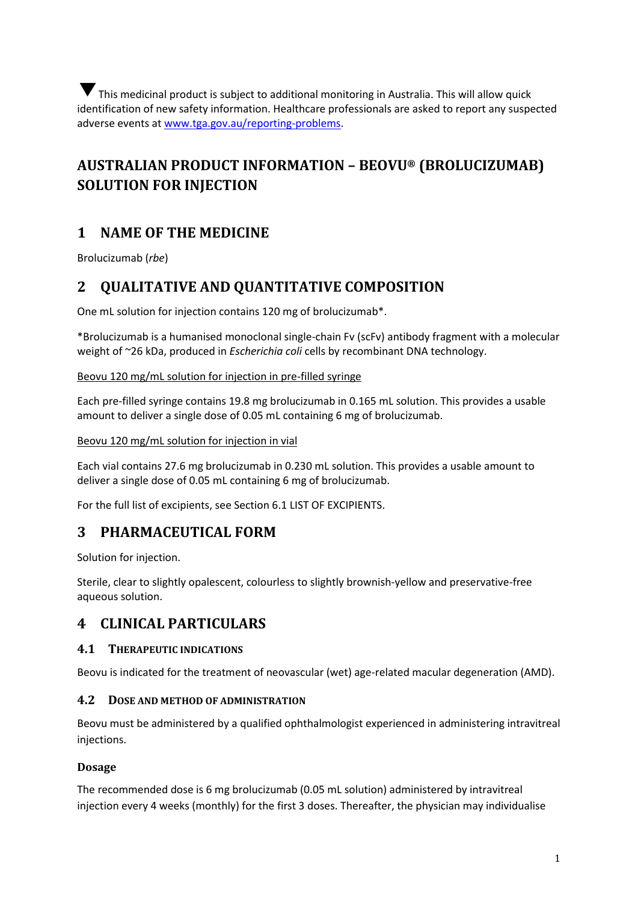▼ This medicinal product is subject to additional monitoring in Australia. This will allow quick identification of new safety information. Healthcare professionals are asked to report any suspected adverse events at [www.tga.gov.au/reporting-problems](http://www.tga.gov.au/reporting-problems).

# AUSTRALIAN PRODUCT INFORMATION – BEOVU® (BROLUCIZUMAB) SOLUTION FOR INJECTION

## 1 NAME OF THE MEDICINE

Brolucizumab (*rbe*)

## 2 QUALITATIVE AND QUANTITATIVE COMPOSITION

One mL solution for injection contains 120 mg of brolucizumab*.

*Brolucizumab is a humanised monoclonal single-chain Fv (scFv) antibody fragment with a molecular weight of ~26 kDa, produced in *Escherichia coli* cells by recombinant DNA technology.

<u>Beovu 120 mg/mL solution for injection in pre-filled syringe</u>

Each pre-filled syringe contains 19.8 mg brolucizumab in 0.165 mL solution. This provides a usable amount to deliver a single dose of 0.05 mL containing 6 mg of brolucizumab.

<u>Beovu 120 mg/mL solution for injection in vial</u>

Each vial contains 27.6 mg brolucizumab in 0.230 mL solution. This provides a usable amount to deliver a single dose of 0.05 mL containing 6 mg of brolucizumab.

For the full list of excipients, see Section 6.1 LIST OF EXCIPIENTS.

## 3 PHARMACEUTICAL FORM

Solution for injection.

Sterile, clear to slightly opalescent, colourless to slightly brownish-yellow and preservative-free aqueous solution.

## 4 CLINICAL PARTICULARS

### 4.1 THERAPEUTIC INDICATIONS

Beovu is indicated for the treatment of neovascular (wet) age-related macular degeneration (AMD).

### 4.2 DOSE AND METHOD OF ADMINISTRATION

Beovu must be administered by a qualified ophthalmologist experienced in administering intravitreal injections.

#### Dosage

The recommended dose is 6 mg brolucizumab (0.05 mL solution) administered by intravitreal injection every 4 weeks (monthly) for the first 3 doses. Thereafter, the physician may individualise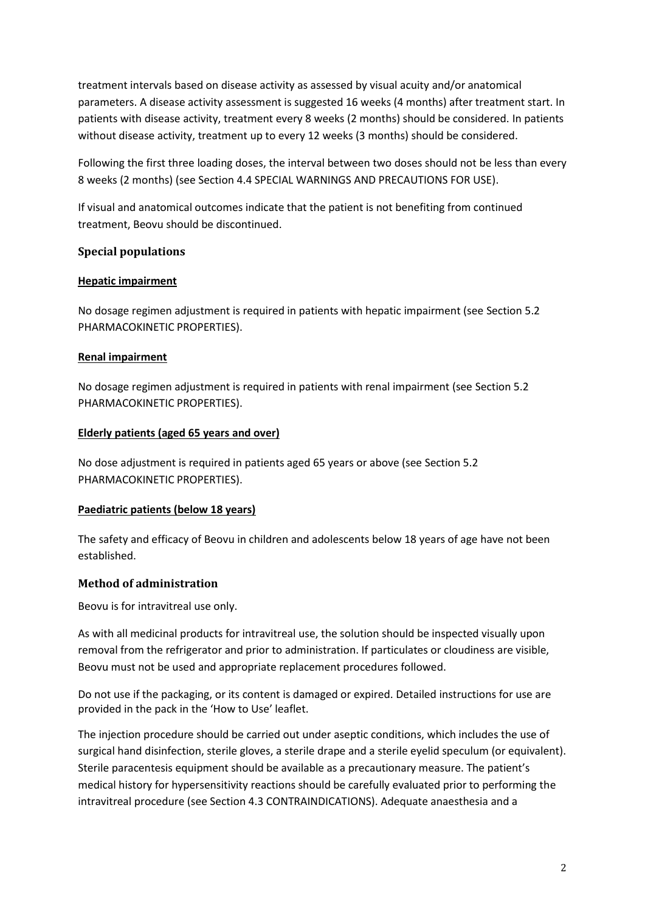treatment intervals based on disease activity as assessed by visual acuity and/or anatomical parameters. A disease activity assessment is suggested 16 weeks (4 months) after treatment start. In patients with disease activity, treatment every 8 weeks (2 months) should be considered. In patients without disease activity, treatment up to every 12 weeks (3 months) should be considered.

Following the first three loading doses, the interval between two doses should not be less than every 8 weeks (2 months) (see Section 4.4 SPECIAL WARNINGS AND PRECAUTIONS FOR USE).

If visual and anatomical outcomes indicate that the patient is not benefiting from continued treatment, Beovu should be discontinued.

### Special populations

**Hepatic impairment**

No dosage regimen adjustment is required in patients with hepatic impairment (see Section 5.2 PHARMACOKINETIC PROPERTIES).

**Renal impairment**

No dosage regimen adjustment is required in patients with renal impairment (see Section 5.2 PHARMACOKINETIC PROPERTIES).

**Elderly patients (aged 65 years and over)**

No dose adjustment is required in patients aged 65 years or above (see Section 5.2 PHARMACOKINETIC PROPERTIES).

**Paediatric patients (below 18 years)**

The safety and efficacy of Beovu in children and adolescents below 18 years of age have not been established.

### Method of administration

Beovu is for intravitreal use only.

As with all medicinal products for intravitreal use, the solution should be inspected visually upon removal from the refrigerator and prior to administration. If particulates or cloudiness are visible, Beovu must not be used and appropriate replacement procedures followed.

Do not use if the packaging, or its content is damaged or expired. Detailed instructions for use are provided in the pack in the 'How to Use' leaflet.

The injection procedure should be carried out under aseptic conditions, which includes the use of surgical hand disinfection, sterile gloves, a sterile drape and a sterile eyelid speculum (or equivalent). Sterile paracentesis equipment should be available as a precautionary measure. The patient's medical history for hypersensitivity reactions should be carefully evaluated prior to performing the intravitreal procedure (see Section 4.3 CONTRAINDICATIONS). Adequate anaesthesia and a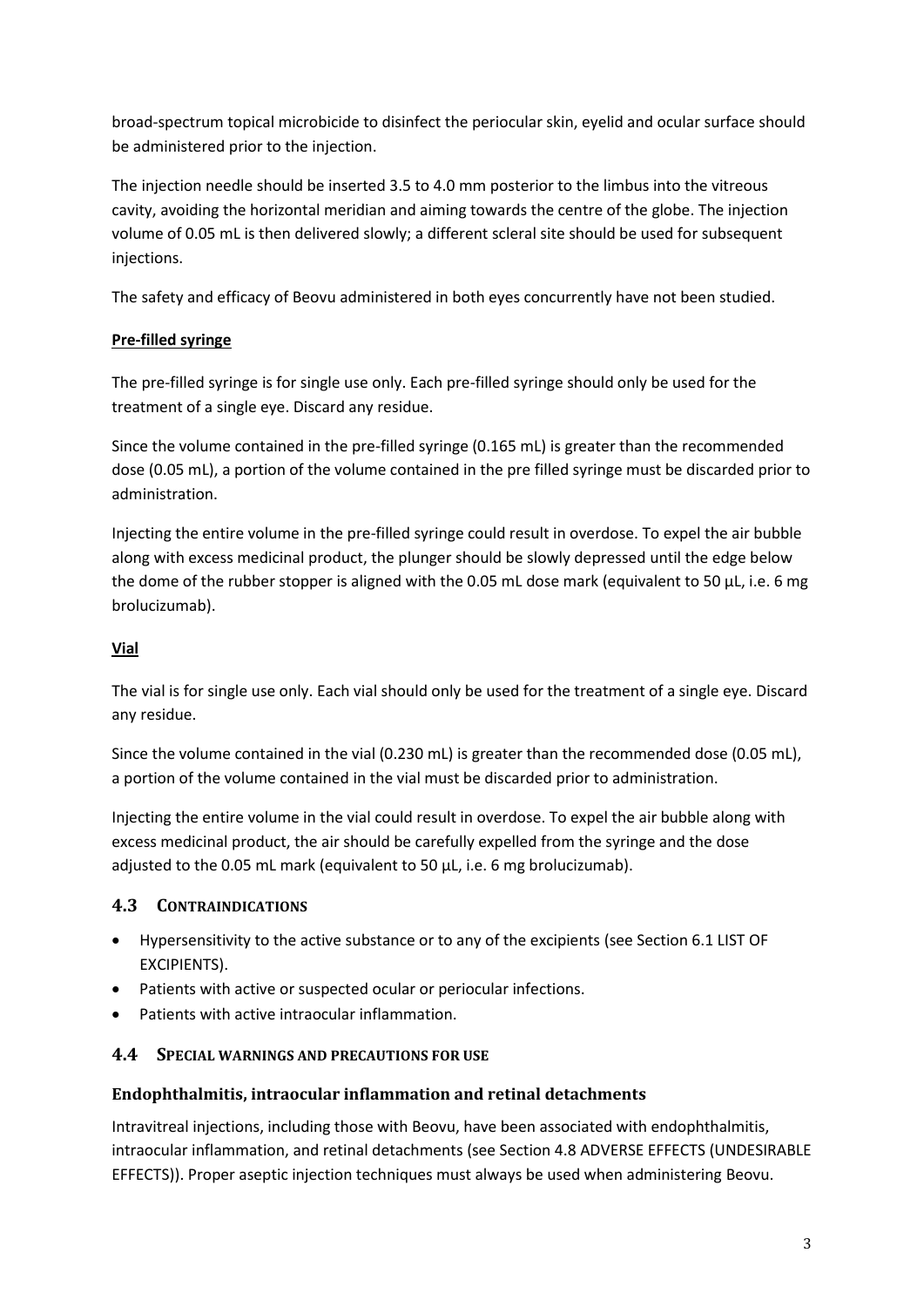broad-spectrum topical microbicide to disinfect the periocular skin, eyelid and ocular surface should be administered prior to the injection.

The injection needle should be inserted 3.5 to 4.0 mm posterior to the limbus into the vitreous cavity, avoiding the horizontal meridian and aiming towards the centre of the globe. The injection volume of 0.05 mL is then delivered slowly; a different scleral site should be used for subsequent injections.

The safety and efficacy of Beovu administered in both eyes concurrently have not been studied.

**Pre-filled syringe**

The pre-filled syringe is for single use only. Each pre-filled syringe should only be used for the treatment of a single eye. Discard any residue.

Since the volume contained in the pre-filled syringe (0.165 mL) is greater than the recommended dose (0.05 mL), a portion of the volume contained in the pre filled syringe must be discarded prior to administration.

Injecting the entire volume in the pre-filled syringe could result in overdose. To expel the air bubble along with excess medicinal product, the plunger should be slowly depressed until the edge below the dome of the rubber stopper is aligned with the 0.05 mL dose mark (equivalent to 50 µL, i.e. 6 mg brolucizumab).

**Vial**

The vial is for single use only. Each vial should only be used for the treatment of a single eye. Discard any residue.

Since the volume contained in the vial (0.230 mL) is greater than the recommended dose (0.05 mL), a portion of the volume contained in the vial must be discarded prior to administration.

Injecting the entire volume in the vial could result in overdose. To expel the air bubble along with excess medicinal product, the air should be carefully expelled from the syringe and the dose adjusted to the 0.05 mL mark (equivalent to 50 µL, i.e. 6 mg brolucizumab).

## 4.3 CONTRAINDICATIONS

- Hypersensitivity to the active substance or to any of the excipients (see Section 6.1 LIST OF EXCIPIENTS).
- Patients with active or suspected ocular or periocular infections.
- Patients with active intraocular inflammation.

## 4.4 SPECIAL WARNINGS AND PRECAUTIONS FOR USE

### Endophthalmitis, intraocular inflammation and retinal detachments

Intravitreal injections, including those with Beovu, have been associated with endophthalmitis, intraocular inflammation, and retinal detachments (see Section 4.8 ADVERSE EFFECTS (UNDESIRABLE EFFECTS)). Proper aseptic injection techniques must always be used when administering Beovu.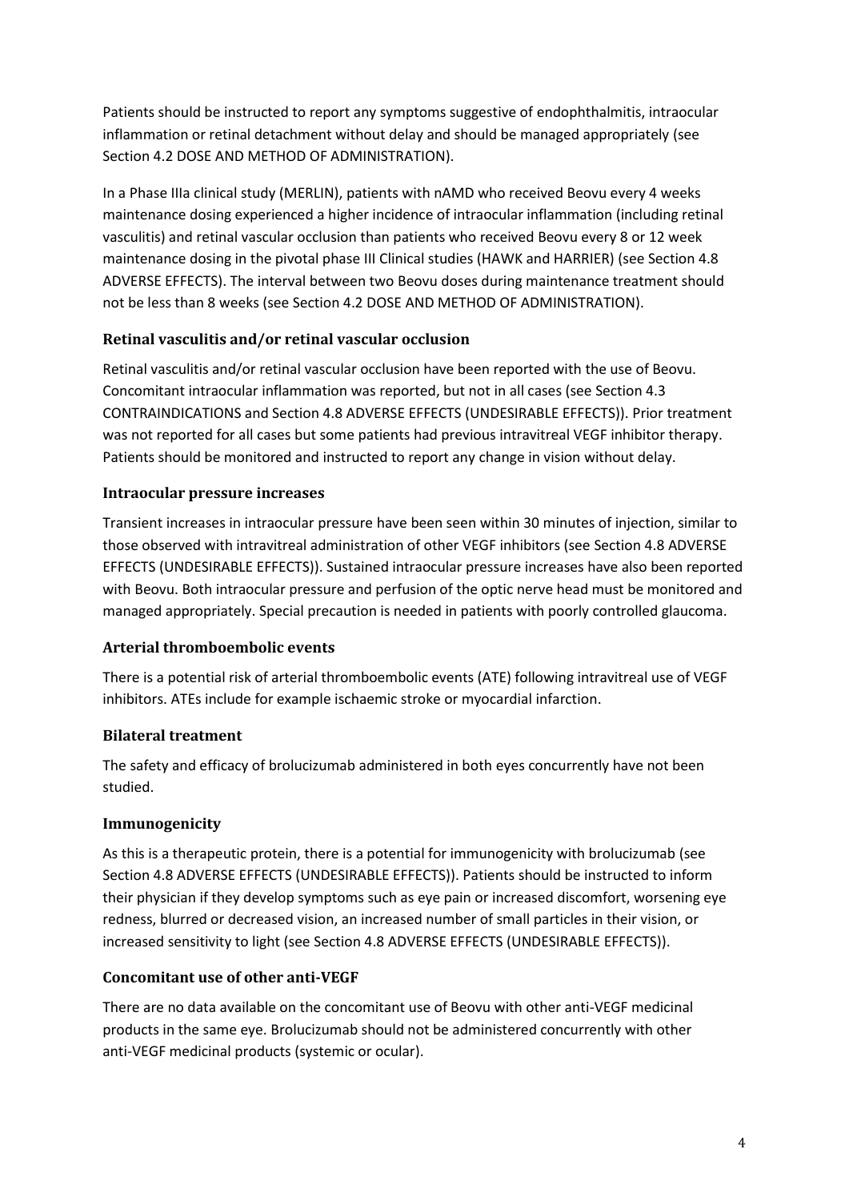Patients should be instructed to report any symptoms suggestive of endophthalmitis, intraocular inflammation or retinal detachment without delay and should be managed appropriately (see Section 4.2 DOSE AND METHOD OF ADMINISTRATION).

In a Phase IIIa clinical study (MERLIN), patients with nAMD who received Beovu every 4 weeks maintenance dosing experienced a higher incidence of intraocular inflammation (including retinal vasculitis) and retinal vascular occlusion than patients who received Beovu every 8 or 12 week maintenance dosing in the pivotal phase III Clinical studies (HAWK and HARRIER) (see Section 4.8 ADVERSE EFFECTS). The interval between two Beovu doses during maintenance treatment should not be less than 8 weeks (see Section 4.2 DOSE AND METHOD OF ADMINISTRATION).

### Retinal vasculitis and/or retinal vascular occlusion

Retinal vasculitis and/or retinal vascular occlusion have been reported with the use of Beovu. Concomitant intraocular inflammation was reported, but not in all cases (see Section 4.3 CONTRAINDICATIONS and Section 4.8 ADVERSE EFFECTS (UNDESIRABLE EFFECTS)). Prior treatment was not reported for all cases but some patients had previous intravitreal VEGF inhibitor therapy. Patients should be monitored and instructed to report any change in vision without delay.

### Intraocular pressure increases

Transient increases in intraocular pressure have been seen within 30 minutes of injection, similar to those observed with intravitreal administration of other VEGF inhibitors (see Section 4.8 ADVERSE EFFECTS (UNDESIRABLE EFFECTS)). Sustained intraocular pressure increases have also been reported with Beovu. Both intraocular pressure and perfusion of the optic nerve head must be monitored and managed appropriately. Special precaution is needed in patients with poorly controlled glaucoma.

### Arterial thromboembolic events

There is a potential risk of arterial thromboembolic events (ATE) following intravitreal use of VEGF inhibitors. ATEs include for example ischaemic stroke or myocardial infarction.

### Bilateral treatment

The safety and efficacy of brolucizumab administered in both eyes concurrently have not been studied.

### Immunogenicity

As this is a therapeutic protein, there is a potential for immunogenicity with brolucizumab (see Section 4.8 ADVERSE EFFECTS (UNDESIRABLE EFFECTS)). Patients should be instructed to inform their physician if they develop symptoms such as eye pain or increased discomfort, worsening eye redness, blurred or decreased vision, an increased number of small particles in their vision, or increased sensitivity to light (see Section 4.8 ADVERSE EFFECTS (UNDESIRABLE EFFECTS)).

### Concomitant use of other anti-VEGF

There are no data available on the concomitant use of Beovu with other anti-VEGF medicinal products in the same eye. Brolucizumab should not be administered concurrently with other anti-VEGF medicinal products (systemic or ocular).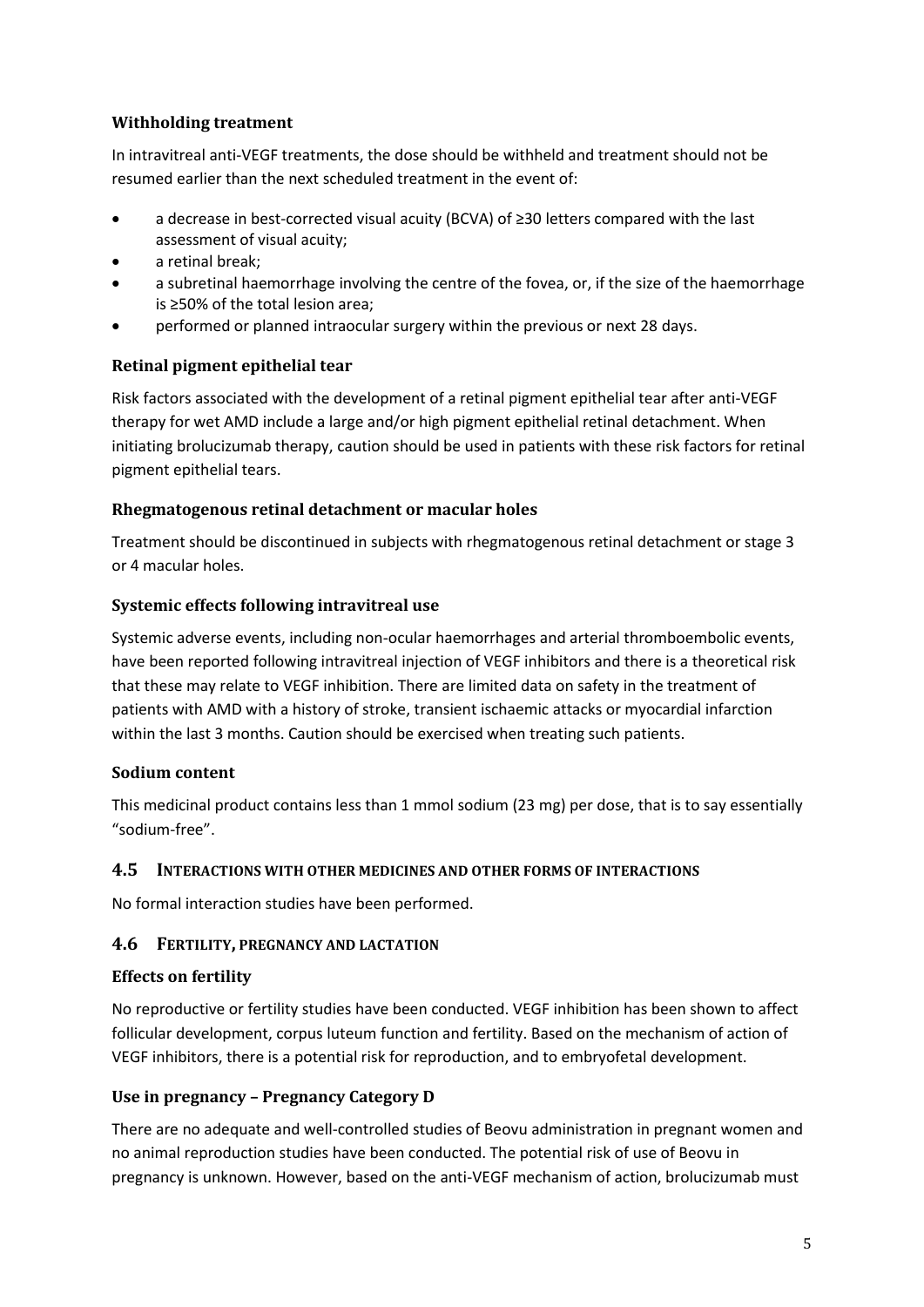### Withholding treatment

In intravitreal anti-VEGF treatments, the dose should be withheld and treatment should not be resumed earlier than the next scheduled treatment in the event of:

- a decrease in best-corrected visual acuity (BCVA) of ≥30 letters compared with the last assessment of visual acuity;
- a retinal break;
- a subretinal haemorrhage involving the centre of the fovea, or, if the size of the haemorrhage is ≥50% of the total lesion area;
- performed or planned intraocular surgery within the previous or next 28 days.

### Retinal pigment epithelial tear

Risk factors associated with the development of a retinal pigment epithelial tear after anti-VEGF therapy for wet AMD include a large and/or high pigment epithelial retinal detachment. When initiating brolucizumab therapy, caution should be used in patients with these risk factors for retinal pigment epithelial tears.

### Rhegmatogenous retinal detachment or macular holes

Treatment should be discontinued in subjects with rhegmatogenous retinal detachment or stage 3 or 4 macular holes.

### Systemic effects following intravitreal use

Systemic adverse events, including non-ocular haemorrhages and arterial thromboembolic events, have been reported following intravitreal injection of VEGF inhibitors and there is a theoretical risk that these may relate to VEGF inhibition. There are limited data on safety in the treatment of patients with AMD with a history of stroke, transient ischaemic attacks or myocardial infarction within the last 3 months. Caution should be exercised when treating such patients.

### Sodium content

This medicinal product contains less than 1 mmol sodium (23 mg) per dose, that is to say essentially "sodium-free".

## 4.5 Interactions with other medicines and other forms of interactions

No formal interaction studies have been performed.

## 4.6 Fertility, pregnancy and lactation

### Effects on fertility

No reproductive or fertility studies have been conducted. VEGF inhibition has been shown to affect follicular development, corpus luteum function and fertility. Based on the mechanism of action of VEGF inhibitors, there is a potential risk for reproduction, and to embryofetal development.

### Use in pregnancy – Pregnancy Category D

There are no adequate and well-controlled studies of Beovu administration in pregnant women and no animal reproduction studies have been conducted. The potential risk of use of Beovu in pregnancy is unknown. However, based on the anti-VEGF mechanism of action, brolucizumab must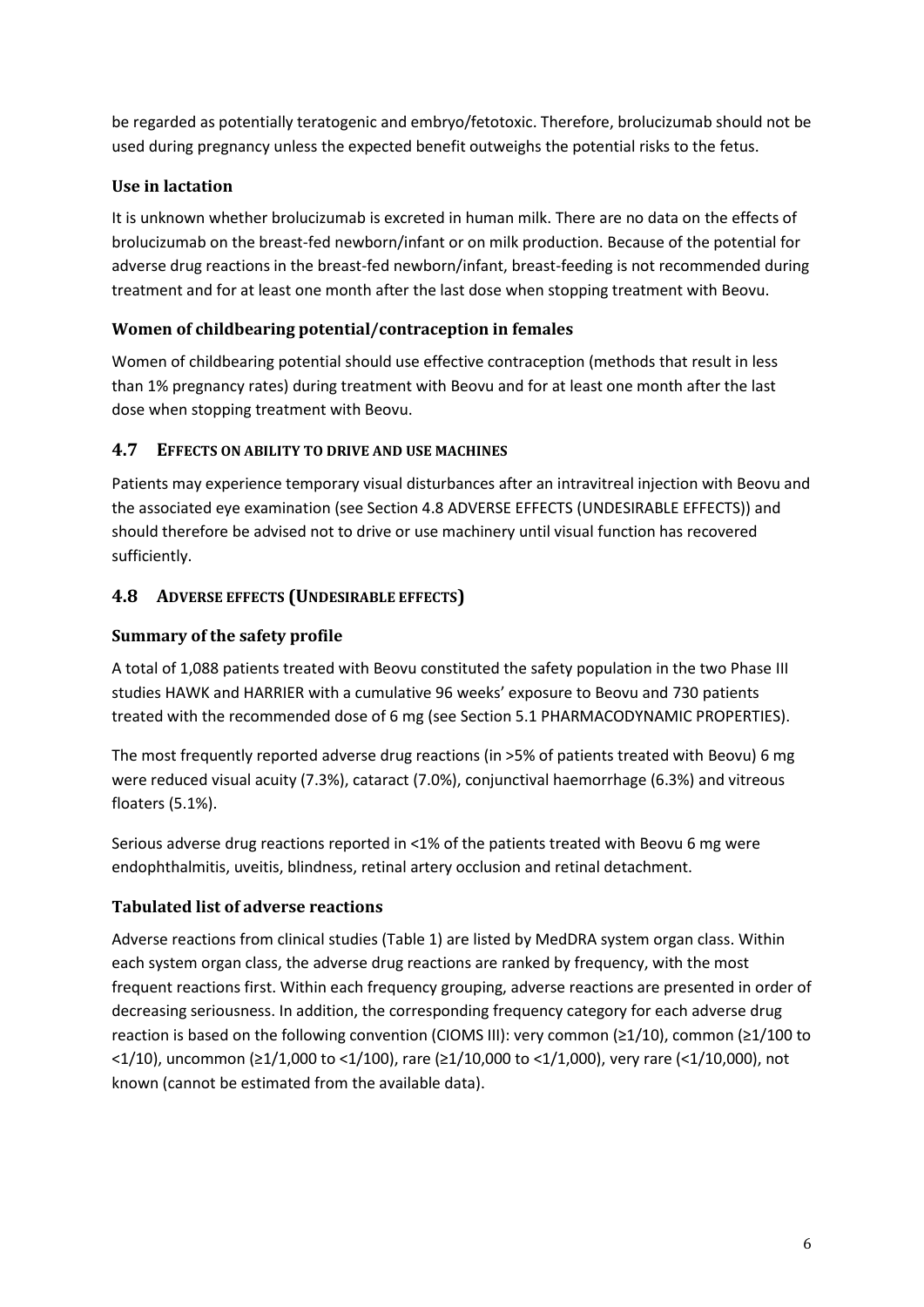be regarded as potentially teratogenic and embryo/fetotoxic. Therefore, brolucizumab should not be used during pregnancy unless the expected benefit outweighs the potential risks to the fetus.

### Use in lactation

It is unknown whether brolucizumab is excreted in human milk. There are no data on the effects of brolucizumab on the breast-fed newborn/infant or on milk production. Because of the potential for adverse drug reactions in the breast-fed newborn/infant, breast-feeding is not recommended during treatment and for at least one month after the last dose when stopping treatment with Beovu.

### Women of childbearing potential/contraception in females

Women of childbearing potential should use effective contraception (methods that result in less than 1% pregnancy rates) during treatment with Beovu and for at least one month after the last dose when stopping treatment with Beovu.

## 4.7 EFFECTS ON ABILITY TO DRIVE AND USE MACHINES

Patients may experience temporary visual disturbances after an intravitreal injection with Beovu and the associated eye examination (see Section 4.8 ADVERSE EFFECTS (UNDESIRABLE EFFECTS)) and should therefore be advised not to drive or use machinery until visual function has recovered sufficiently.

## 4.8 ADVERSE EFFECTS (UNDESIRABLE EFFECTS)

### Summary of the safety profile

A total of 1,088 patients treated with Beovu constituted the safety population in the two Phase III studies HAWK and HARRIER with a cumulative 96 weeks' exposure to Beovu and 730 patients treated with the recommended dose of 6 mg (see Section 5.1 PHARMACODYNAMIC PROPERTIES).

The most frequently reported adverse drug reactions (in >5% of patients treated with Beovu) 6 mg were reduced visual acuity (7.3%), cataract (7.0%), conjunctival haemorrhage (6.3%) and vitreous floaters (5.1%).

Serious adverse drug reactions reported in <1% of the patients treated with Beovu 6 mg were endophthalmitis, uveitis, blindness, retinal artery occlusion and retinal detachment.

### Tabulated list of adverse reactions

Adverse reactions from clinical studies (Table 1) are listed by MedDRA system organ class. Within each system organ class, the adverse drug reactions are ranked by frequency, with the most frequent reactions first. Within each frequency grouping, adverse reactions are presented in order of decreasing seriousness. In addition, the corresponding frequency category for each adverse drug reaction is based on the following convention (CIOMS III): very common (≥1/10), common (≥1/100 to <1/10), uncommon (≥1/1,000 to <1/100), rare (≥1/10,000 to <1/1,000), very rare (<1/10,000), not known (cannot be estimated from the available data).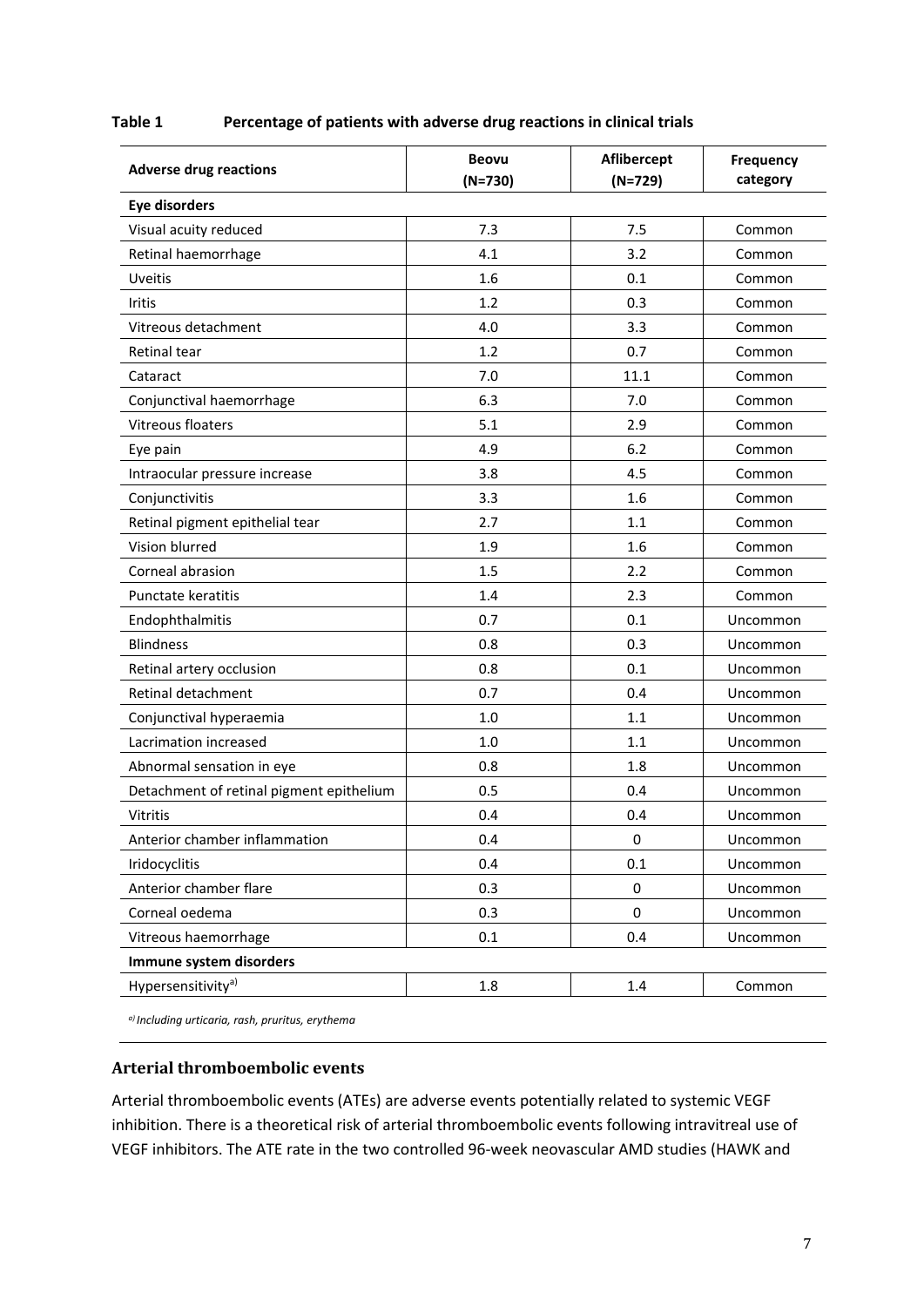**Table 1 Percentage of patients with adverse drug reactions in clinical trials**

| Adverse drug reactions | Beovu (N=730) | Aflibercept (N=729) | Frequency category |
|---|---|---|---|
| **Eye disorders** | | | |
| Visual acuity reduced | 7.3 | 7.5 | Common |
| Retinal haemorrhage | 4.1 | 3.2 | Common |
| Uveitis | 1.6 | 0.1 | Common |
| Iritis | 1.2 | 0.3 | Common |
| Vitreous detachment | 4.0 | 3.3 | Common |
| Retinal tear | 1.2 | 0.7 | Common |
| Cataract | 7.0 | 11.1 | Common |
| Conjunctival haemorrhage | 6.3 | 7.0 | Common |
| Vitreous floaters | 5.1 | 2.9 | Common |
| Eye pain | 4.9 | 6.2 | Common |
| Intraocular pressure increase | 3.8 | 4.5 | Common |
| Conjunctivitis | 3.3 | 1.6 | Common |
| Retinal pigment epithelial tear | 2.7 | 1.1 | Common |
| Vision blurred | 1.9 | 1.6 | Common |
| Corneal abrasion | 1.5 | 2.2 | Common |
| Punctate keratitis | 1.4 | 2.3 | Common |
| Endophthalmitis | 0.7 | 0.1 | Uncommon |
| Blindness | 0.8 | 0.3 | Uncommon |
| Retinal artery occlusion | 0.8 | 0.1 | Uncommon |
| Retinal detachment | 0.7 | 0.4 | Uncommon |
| Conjunctival hyperaemia | 1.0 | 1.1 | Uncommon |
| Lacrimation increased | 1.0 | 1.1 | Uncommon |
| Abnormal sensation in eye | 0.8 | 1.8 | Uncommon |
| Detachment of retinal pigment epithelium | 0.5 | 0.4 | Uncommon |
| Vitritis | 0.4 | 0.4 | Uncommon |
| Anterior chamber inflammation | 0.4 | 0 | Uncommon |
| Iridocyclitis | 0.4 | 0.1 | Uncommon |
| Anterior chamber flare | 0.3 | 0 | Uncommon |
| Corneal oedema | 0.3 | 0 | Uncommon |
| Vitreous haemorrhage | 0.1 | 0.4 | Uncommon |
| **Immune system disorders** | | | |
| Hypersensitivity[a)] | 1.8 | 1.4 | Common |

*[a)] Including urticaria, rash, pruritus, erythema*

## Arterial thromboembolic events

Arterial thromboembolic events (ATEs) are adverse events potentially related to systemic VEGF inhibition. There is a theoretical risk of arterial thromboembolic events following intravitreal use of VEGF inhibitors. The ATE rate in the two controlled 96-week neovascular AMD studies (HAWK and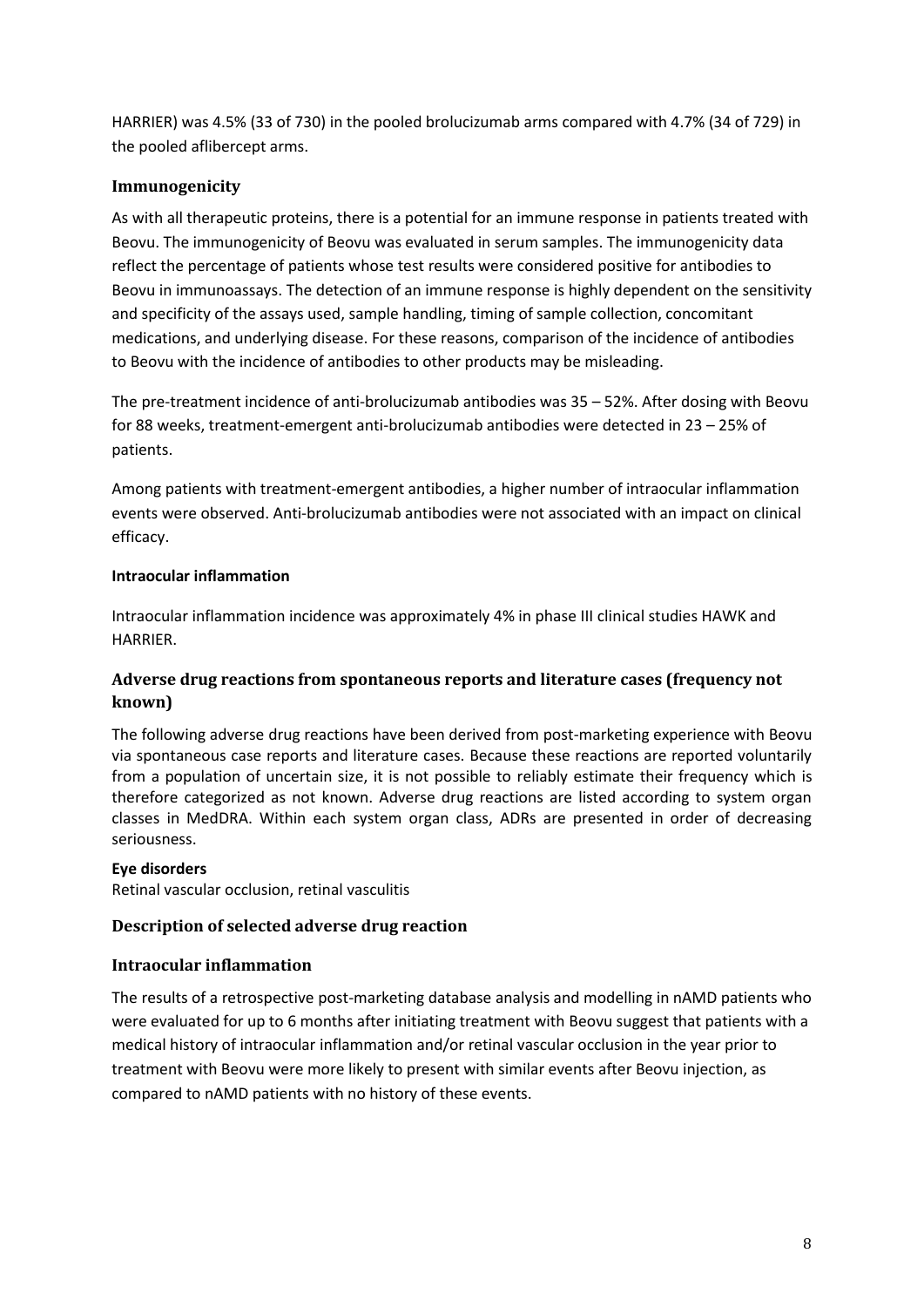HARRIER) was 4.5% (33 of 730) in the pooled brolucizumab arms compared with 4.7% (34 of 729) in the pooled aflibercept arms.

## Immunogenicity

As with all therapeutic proteins, there is a potential for an immune response in patients treated with Beovu. The immunogenicity of Beovu was evaluated in serum samples. The immunogenicity data reflect the percentage of patients whose test results were considered positive for antibodies to Beovu in immunoassays. The detection of an immune response is highly dependent on the sensitivity and specificity of the assays used, sample handling, timing of sample collection, concomitant medications, and underlying disease. For these reasons, comparison of the incidence of antibodies to Beovu with the incidence of antibodies to other products may be misleading.

The pre-treatment incidence of anti-brolucizumab antibodies was 35 – 52%. After dosing with Beovu for 88 weeks, treatment-emergent anti-brolucizumab antibodies were detected in 23 – 25% of patients.

Among patients with treatment-emergent antibodies, a higher number of intraocular inflammation events were observed. Anti-brolucizumab antibodies were not associated with an impact on clinical efficacy.

**Intraocular inflammation**

Intraocular inflammation incidence was approximately 4% in phase III clinical studies HAWK and HARRIER.

## Adverse drug reactions from spontaneous reports and literature cases (frequency not known)

The following adverse drug reactions have been derived from post-marketing experience with Beovu via spontaneous case reports and literature cases. Because these reactions are reported voluntarily from a population of uncertain size, it is not possible to reliably estimate their frequency which is therefore categorized as not known. Adverse drug reactions are listed according to system organ classes in MedDRA. Within each system organ class, ADRs are presented in order of decreasing seriousness.

**Eye disorders**
Retinal vascular occlusion, retinal vasculitis

## Description of selected adverse drug reaction

## Intraocular inflammation

The results of a retrospective post-marketing database analysis and modelling in nAMD patients who were evaluated for up to 6 months after initiating treatment with Beovu suggest that patients with a medical history of intraocular inflammation and/or retinal vascular occlusion in the year prior to treatment with Beovu were more likely to present with similar events after Beovu injection, as compared to nAMD patients with no history of these events.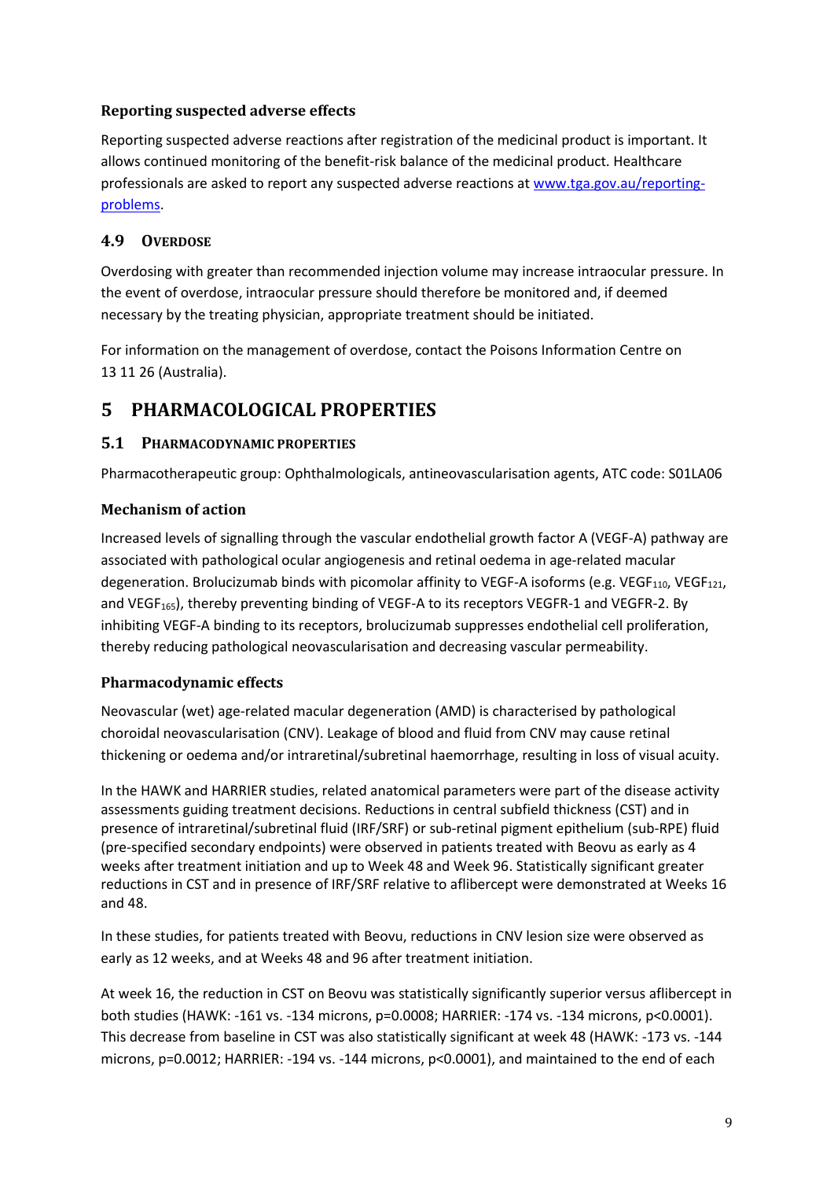### Reporting suspected adverse effects

Reporting suspected adverse reactions after registration of the medicinal product is important. It allows continued monitoring of the benefit-risk balance of the medicinal product. Healthcare professionals are asked to report any suspected adverse reactions at [www.tga.gov.au/reporting-problems](www.tga.gov.au/reporting-problems).

## 4.9 Overdose

Overdosing with greater than recommended injection volume may increase intraocular pressure. In the event of overdose, intraocular pressure should therefore be monitored and, if deemed necessary by the treating physician, appropriate treatment should be initiated.

For information on the management of overdose, contact the Poisons Information Centre on 13 11 26 (Australia).

# 5 PHARMACOLOGICAL PROPERTIES

## 5.1 Pharmacodynamic properties

Pharmacotherapeutic group: Ophthalmologicals, antineovascularisation agents, ATC code: S01LA06

### Mechanism of action

Increased levels of signalling through the vascular endothelial growth factor A (VEGF-A) pathway are associated with pathological ocular angiogenesis and retinal oedema in age-related macular degeneration. Brolucizumab binds with picomolar affinity to VEGF-A isoforms (e.g. $VEGF_{110}$, $VEGF_{121}$, and $VEGF_{165}$), thereby preventing binding of VEGF-A to its receptors VEGFR-1 and VEGFR-2. By inhibiting VEGF-A binding to its receptors, brolucizumab suppresses endothelial cell proliferation, thereby reducing pathological neovascularisation and decreasing vascular permeability.

### Pharmacodynamic effects

Neovascular (wet) age-related macular degeneration (AMD) is characterised by pathological choroidal neovascularisation (CNV). Leakage of blood and fluid from CNV may cause retinal thickening or oedema and/or intraretinal/subretinal haemorrhage, resulting in loss of visual acuity.

In the HAWK and HARRIER studies, related anatomical parameters were part of the disease activity assessments guiding treatment decisions. Reductions in central subfield thickness (CST) and in presence of intraretinal/subretinal fluid (IRF/SRF) or sub-retinal pigment epithelium (sub-RPE) fluid (pre-specified secondary endpoints) were observed in patients treated with Beovu as early as 4 weeks after treatment initiation and up to Week 48 and Week 96. Statistically significant greater reductions in CST and in presence of IRF/SRF relative to aflibercept were demonstrated at Weeks 16 and 48.

In these studies, for patients treated with Beovu, reductions in CNV lesion size were observed as early as 12 weeks, and at Weeks 48 and 96 after treatment initiation.

At week 16, the reduction in CST on Beovu was statistically significantly superior versus aflibercept in both studies (HAWK: -161 vs. -134 microns, $p=0.0008$; HARRIER: -174 vs. -134 microns, $p<0.0001$). This decrease from baseline in CST was also statistically significant at week 48 (HAWK: -173 vs. -144 microns, $p=0.0012$; HARRIER: -194 vs. -144 microns, $p<0.0001$), and maintained to the end of each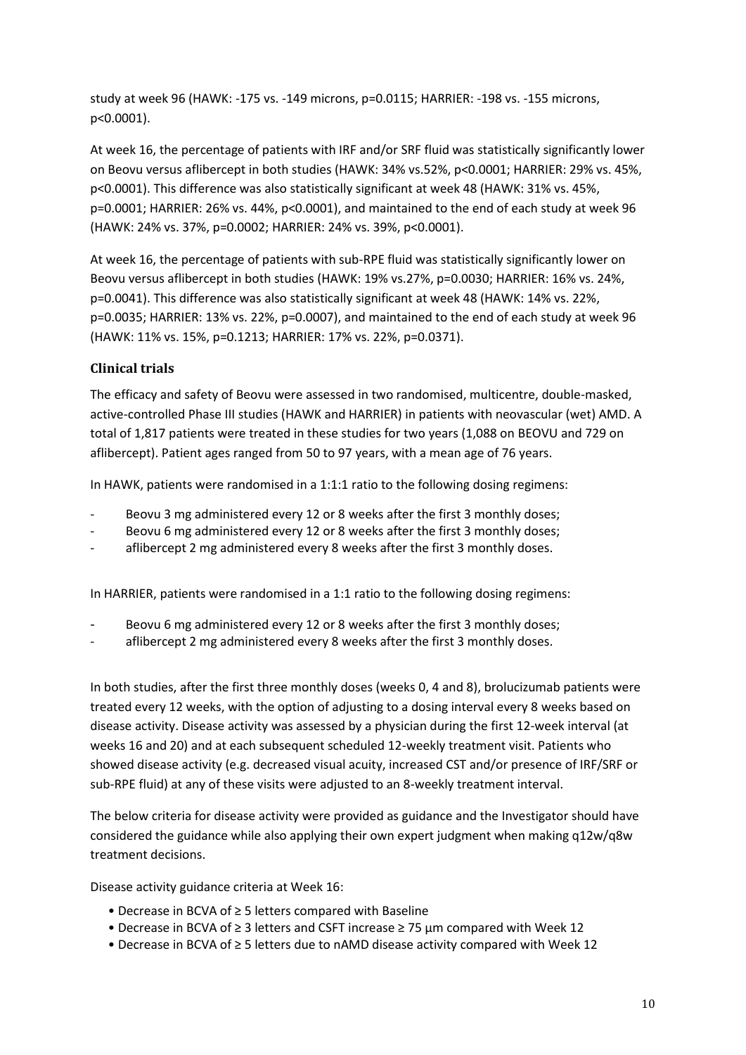study at week 96 (HAWK: -175 vs. -149 microns, p=0.0115; HARRIER: -198 vs. -155 microns, p<0.0001).

At week 16, the percentage of patients with IRF and/or SRF fluid was statistically significantly lower on Beovu versus aflibercept in both studies (HAWK: 34% vs.52%, p<0.0001; HARRIER: 29% vs. 45%, p<0.0001). This difference was also statistically significant at week 48 (HAWK: 31% vs. 45%, p=0.0001; HARRIER: 26% vs. 44%, p<0.0001), and maintained to the end of each study at week 96 (HAWK: 24% vs. 37%, p=0.0002; HARRIER: 24% vs. 39%, p<0.0001).

At week 16, the percentage of patients with sub-RPE fluid was statistically significantly lower on Beovu versus aflibercept in both studies (HAWK: 19% vs.27%, p=0.0030; HARRIER: 16% vs. 24%, p=0.0041). This difference was also statistically significant at week 48 (HAWK: 14% vs. 22%, p=0.0035; HARRIER: 13% vs. 22%, p=0.0007), and maintained to the end of each study at week 96 (HAWK: 11% vs. 15%, p=0.1213; HARRIER: 17% vs. 22%, p=0.0371).

## Clinical trials

The efficacy and safety of Beovu were assessed in two randomised, multicentre, double-masked, active-controlled Phase III studies (HAWK and HARRIER) in patients with neovascular (wet) AMD. A total of 1,817 patients were treated in these studies for two years (1,088 on BEOVU and 729 on aflibercept). Patient ages ranged from 50 to 97 years, with a mean age of 76 years.

In HAWK, patients were randomised in a 1:1:1 ratio to the following dosing regimens:

- Beovu 3 mg administered every 12 or 8 weeks after the first 3 monthly doses;
- Beovu 6 mg administered every 12 or 8 weeks after the first 3 monthly doses;
- aflibercept 2 mg administered every 8 weeks after the first 3 monthly doses.

In HARRIER, patients were randomised in a 1:1 ratio to the following dosing regimens:

- Beovu 6 mg administered every 12 or 8 weeks after the first 3 monthly doses;
- aflibercept 2 mg administered every 8 weeks after the first 3 monthly doses.

In both studies, after the first three monthly doses (weeks 0, 4 and 8), brolucizumab patients were treated every 12 weeks, with the option of adjusting to a dosing interval every 8 weeks based on disease activity. Disease activity was assessed by a physician during the first 12-week interval (at weeks 16 and 20) and at each subsequent scheduled 12-weekly treatment visit. Patients who showed disease activity (e.g. decreased visual acuity, increased CST and/or presence of IRF/SRF or sub-RPE fluid) at any of these visits were adjusted to an 8-weekly treatment interval.

The below criteria for disease activity were provided as guidance and the Investigator should have considered the guidance while also applying their own expert judgment when making q12w/q8w treatment decisions.

Disease activity guidance criteria at Week 16:

- Decrease in BCVA of ≥ 5 letters compared with Baseline
- Decrease in BCVA of ≥ 3 letters and CSFT increase ≥ 75 µm compared with Week 12
- Decrease in BCVA of ≥ 5 letters due to nAMD disease activity compared with Week 12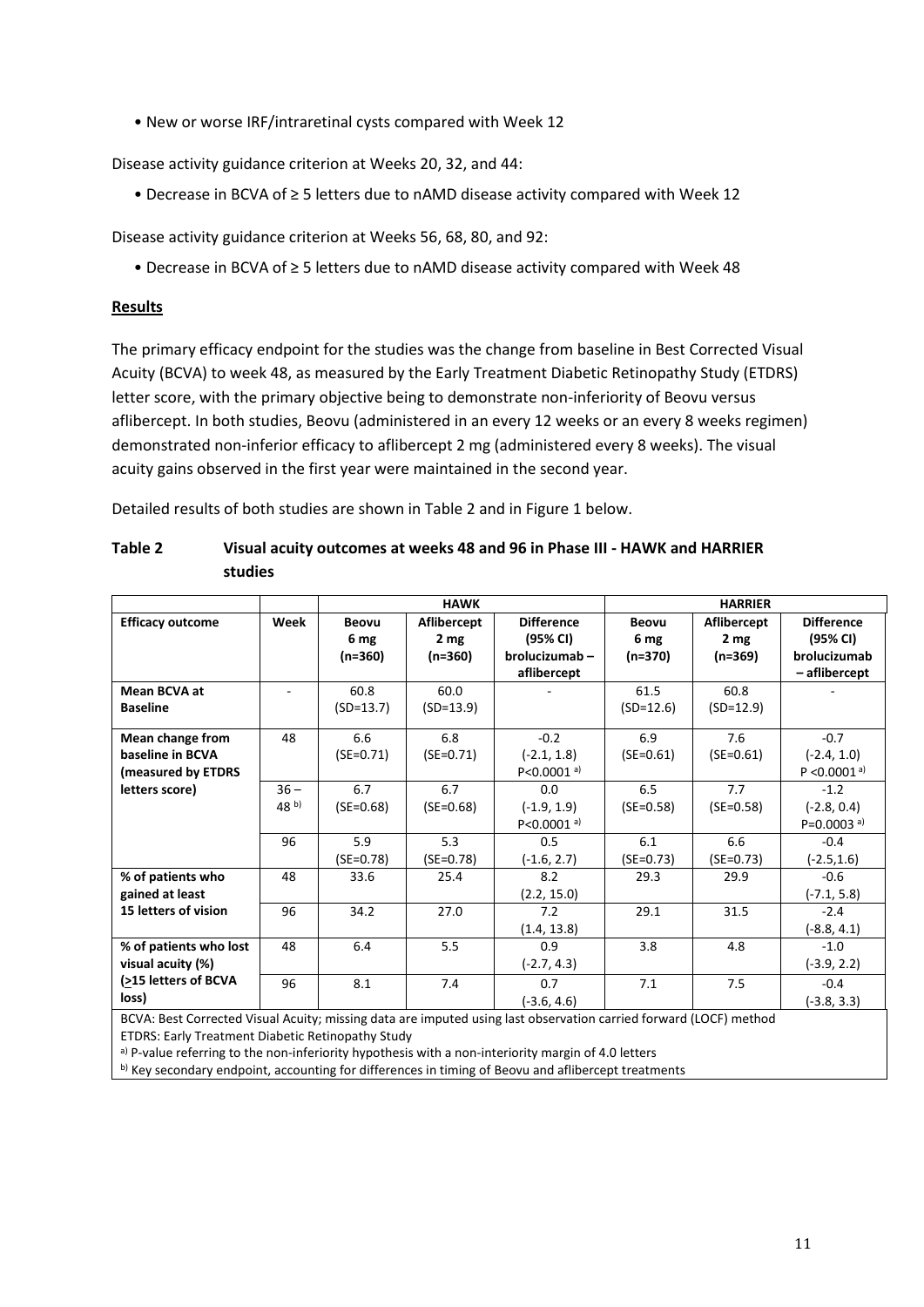• New or worse IRF/intraretinal cysts compared with Week 12

Disease activity guidance criterion at Weeks 20, 32, and 44:

• Decrease in BCVA of ≥ 5 letters due to nAMD disease activity compared with Week 12

Disease activity guidance criterion at Weeks 56, 68, 80, and 92:

• Decrease in BCVA of ≥ 5 letters due to nAMD disease activity compared with Week 48

**Results**

The primary efficacy endpoint for the studies was the change from baseline in Best Corrected Visual Acuity (BCVA) to week 48, as measured by the Early Treatment Diabetic Retinopathy Study (ETDRS) letter score, with the primary objective being to demonstrate non-inferiority of Beovu versus aflibercept. In both studies, Beovu (administered in an every 12 weeks or an every 8 weeks regimen) demonstrated non-inferior efficacy to aflibercept 2 mg (administered every 8 weeks). The visual acuity gains observed in the first year were maintained in the second year.

Detailed results of both studies are shown in Table 2 and in Figure 1 below.

**Table 2 Visual acuity outcomes at weeks 48 and 96 in Phase III - HAWK and HARRIER studies**

| | | HAWK | | | HARRIER | | |
|---|---|---|---|---|---|---|---|
| **Efficacy outcome** | **Week** | **Beovu 6 mg (n=360)** | **Aflibercept 2 mg (n=360)** | **Difference (95% CI) brolucizumab – aflibercept** | **Beovu 6 mg (n=370)** | **Aflibercept 2 mg (n=369)** | **Difference (95% CI) brolucizumab – aflibercept** |
| **Mean BCVA at Baseline** | - | 60.8 (SD=13.7) | 60.0 (SD=13.9) | - | 61.5 (SD=12.6) | 60.8 (SD=12.9) | - |
| **Mean change from baseline in BCVA (measured by ETDRS letters score)** | 48 | 6.6 (SE=0.71) | 6.8 (SE=0.71) | -0.2 (-2.1, 1.8) P<0.0001 [a] | 6.9 (SE=0.61) | 7.6 (SE=0.61) | -0.7 (-2.4, 1.0) P <0.0001 [a] |
| | 36 – 48 [b] | 6.7 (SE=0.68) | 6.7 (SE=0.68) | 0.0 (-1.9, 1.9) P<0.0001 [a] | 6.5 (SE=0.58) | 7.7 (SE=0.58) | -1.2 (-2.8, 0.4) P=0.0003 [a] |
| | 96 | 5.9 (SE=0.78) | 5.3 (SE=0.78) | 0.5 (-1.6, 2.7) | 6.1 (SE=0.73) | 6.6 (SE=0.73) | -0.4 (-2.5,1.6) |
| **% of patients who gained at least 15 letters of vision** | 48 | 33.6 | 25.4 | 8.2 (2.2, 15.0) | 29.3 | 29.9 | -0.6 (-7.1, 5.8) |
| | 96 | 34.2 | 27.0 | 7.2 (1.4, 13.8) | 29.1 | 31.5 | -2.4 (-8.8, 4.1) |
| **% of patients who lost visual acuity (%) (≥15 letters of BCVA loss)** | 48 | 6.4 | 5.5 | 0.9 (-2.7, 4.3) | 3.8 | 4.8 | -1.0 (-3.9, 2.2) |
| | 96 | 8.1 | 7.4 | 0.7 (-3.6, 4.6) | 7.1 | 7.5 | -0.4 (-3.8, 3.3) |

BCVA: Best Corrected Visual Acuity; missing data are imputed using last observation carried forward (LOCF) method
ETDRS: Early Treatment Diabetic Retinopathy Study
[a] P-value referring to the non-inferiority hypothesis with a non-interiority margin of 4.0 letters
[b] Key secondary endpoint, accounting for differences in timing of Beovu and aflibercept treatments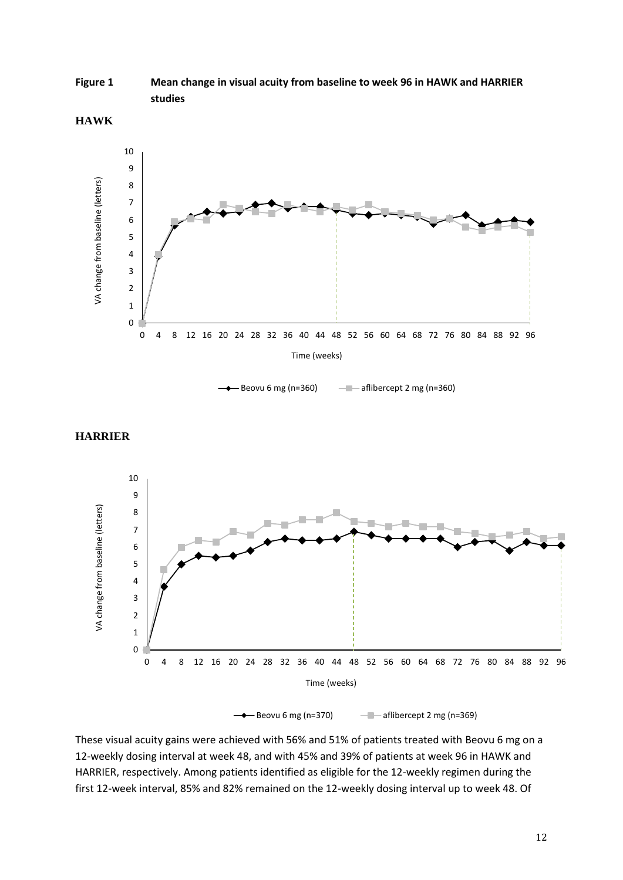**Figure 1 Mean change in visual acuity from baseline to week 96 in HAWK and HARRIER studies**

**HAWK**

**HARRIER**

These visual acuity gains were achieved with 56% and 51% of patients treated with Beovu 6 mg on a 12-weekly dosing interval at week 48, and with 45% and 39% of patients at week 96 in HAWK and HARRIER, respectively. Among patients identified as eligible for the 12-weekly regimen during the first 12-week interval, 85% and 82% remained on the 12-weekly dosing interval up to week 48. Of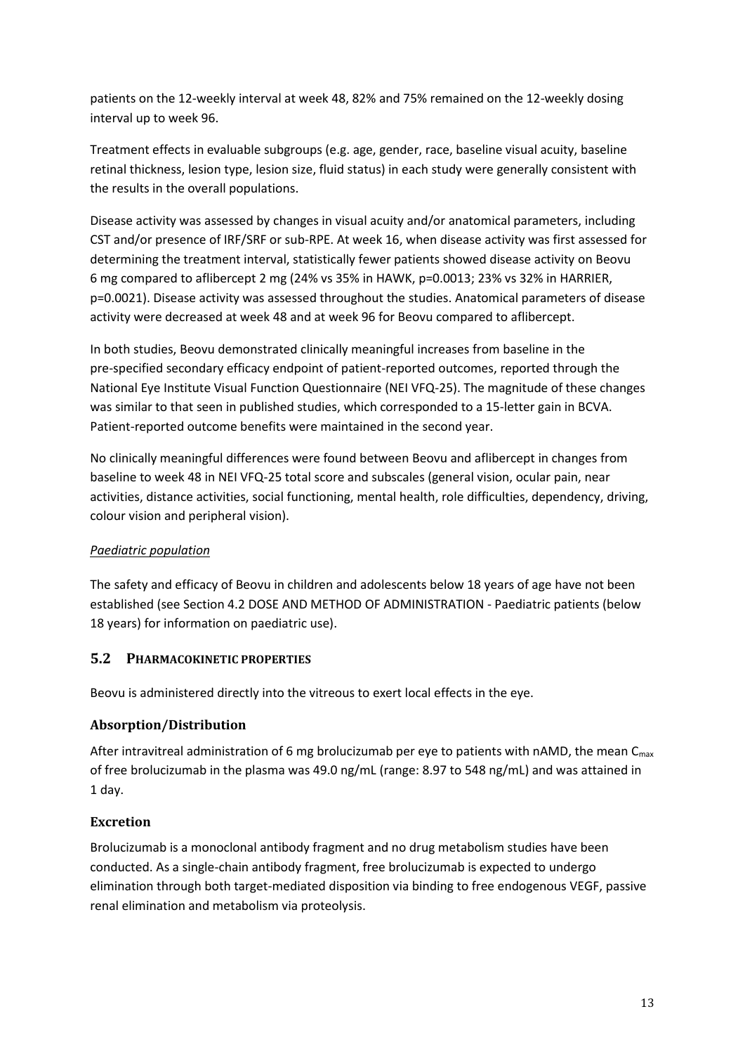patients on the 12-weekly interval at week 48, 82% and 75% remained on the 12-weekly dosing interval up to week 96.

Treatment effects in evaluable subgroups (e.g. age, gender, race, baseline visual acuity, baseline retinal thickness, lesion type, lesion size, fluid status) in each study were generally consistent with the results in the overall populations.

Disease activity was assessed by changes in visual acuity and/or anatomical parameters, including CST and/or presence of IRF/SRF or sub-RPE. At week 16, when disease activity was first assessed for determining the treatment interval, statistically fewer patients showed disease activity on Beovu 6 mg compared to aflibercept 2 mg (24% vs 35% in HAWK, $p=0.0013$; 23% vs 32% in HARRIER, $p=0.0021$). Disease activity was assessed throughout the studies. Anatomical parameters of disease activity were decreased at week 48 and at week 96 for Beovu compared to aflibercept.

In both studies, Beovu demonstrated clinically meaningful increases from baseline in the pre-specified secondary efficacy endpoint of patient-reported outcomes, reported through the National Eye Institute Visual Function Questionnaire (NEI VFQ-25). The magnitude of these changes was similar to that seen in published studies, which corresponded to a 15-letter gain in BCVA. Patient-reported outcome benefits were maintained in the second year.

No clinically meaningful differences were found between Beovu and aflibercept in changes from baseline to week 48 in NEI VFQ-25 total score and subscales (general vision, ocular pain, near activities, distance activities, social functioning, mental health, role difficulties, dependency, driving, colour vision and peripheral vision).

*Paediatric population*

The safety and efficacy of Beovu in children and adolescents below 18 years of age have not been established (see Section 4.2 DOSE AND METHOD OF ADMINISTRATION - Paediatric patients (below 18 years) for information on paediatric use).

## 5.2 PHARMACOKINETIC PROPERTIES

Beovu is administered directly into the vitreous to exert local effects in the eye.

### Absorption/Distribution

After intravitreal administration of 6 mg brolucizumab per eye to patients with nAMD, the mean $C_{max}$ of free brolucizumab in the plasma was 49.0 ng/mL (range: 8.97 to 548 ng/mL) and was attained in 1 day.

### Excretion

Brolucizumab is a monoclonal antibody fragment and no drug metabolism studies have been conducted. As a single-chain antibody fragment, free brolucizumab is expected to undergo elimination through both target-mediated disposition via binding to free endogenous VEGF, passive renal elimination and metabolism via proteolysis.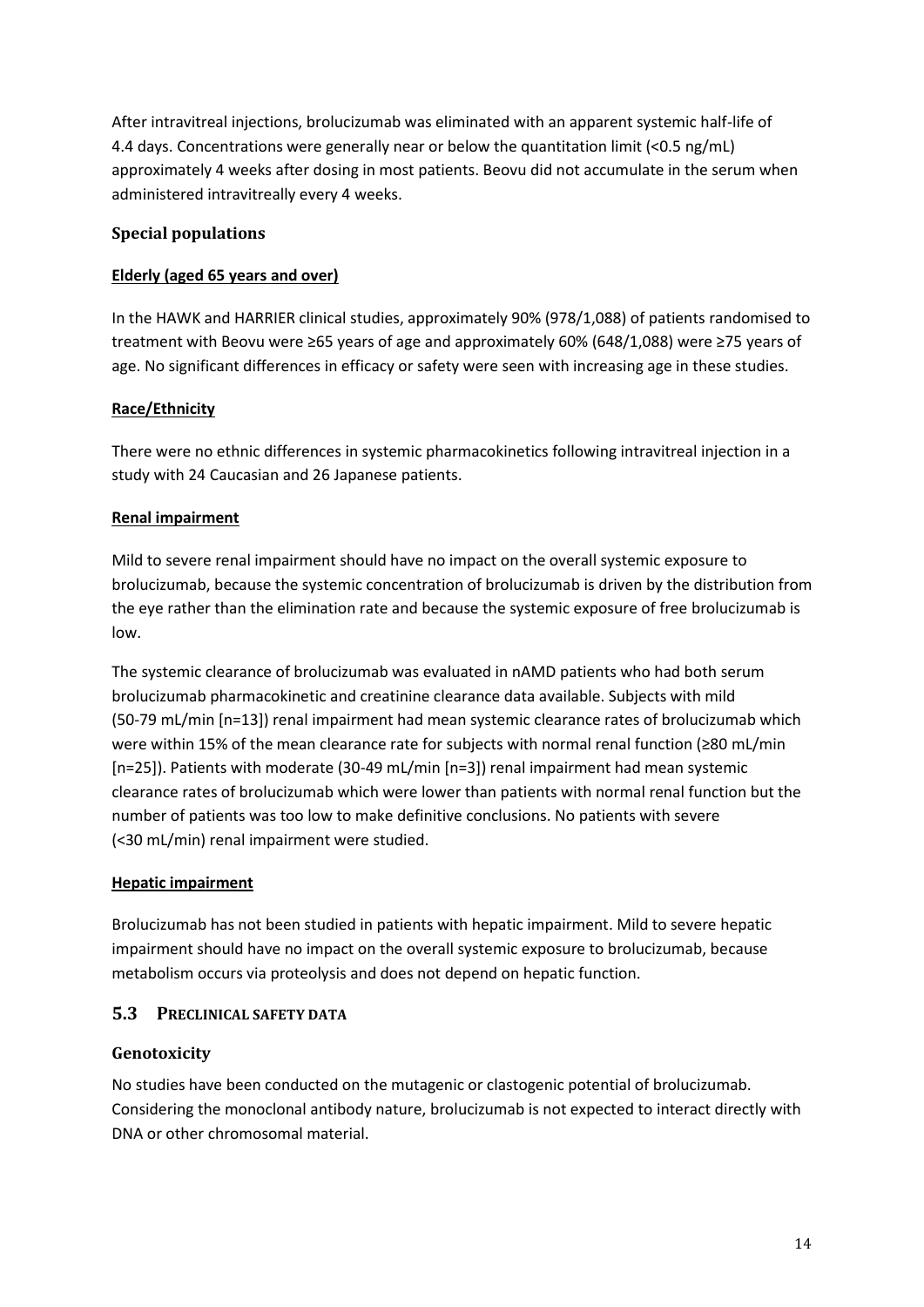After intravitreal injections, brolucizumab was eliminated with an apparent systemic half-life of 4.4 days. Concentrations were generally near or below the quantitation limit (<0.5 ng/mL) approximately 4 weeks after dosing in most patients. Beovu did not accumulate in the serum when administered intravitreally every 4 weeks.

### Special populations

**Elderly (aged 65 years and over)**

In the HAWK and HARRIER clinical studies, approximately 90% (978/1,088) of patients randomised to treatment with Beovu were ≥65 years of age and approximately 60% (648/1,088) were ≥75 years of age. No significant differences in efficacy or safety were seen with increasing age in these studies.

**Race/Ethnicity**

There were no ethnic differences in systemic pharmacokinetics following intravitreal injection in a study with 24 Caucasian and 26 Japanese patients.

**Renal impairment**

Mild to severe renal impairment should have no impact on the overall systemic exposure to brolucizumab, because the systemic concentration of brolucizumab is driven by the distribution from the eye rather than the elimination rate and because the systemic exposure of free brolucizumab is low.

The systemic clearance of brolucizumab was evaluated in nAMD patients who had both serum brolucizumab pharmacokinetic and creatinine clearance data available. Subjects with mild (50-79 mL/min [n=13]) renal impairment had mean systemic clearance rates of brolucizumab which were within 15% of the mean clearance rate for subjects with normal renal function (≥80 mL/min [n=25]). Patients with moderate (30-49 mL/min [n=3]) renal impairment had mean systemic clearance rates of brolucizumab which were lower than patients with normal renal function but the number of patients was too low to make definitive conclusions. No patients with severe (<30 mL/min) renal impairment were studied.

**Hepatic impairment**

Brolucizumab has not been studied in patients with hepatic impairment. Mild to severe hepatic impairment should have no impact on the overall systemic exposure to brolucizumab, because metabolism occurs via proteolysis and does not depend on hepatic function.

## 5.3 PRECLINICAL SAFETY DATA

### Genotoxicity

No studies have been conducted on the mutagenic or clastogenic potential of brolucizumab. Considering the monoclonal antibody nature, brolucizumab is not expected to interact directly with DNA or other chromosomal material.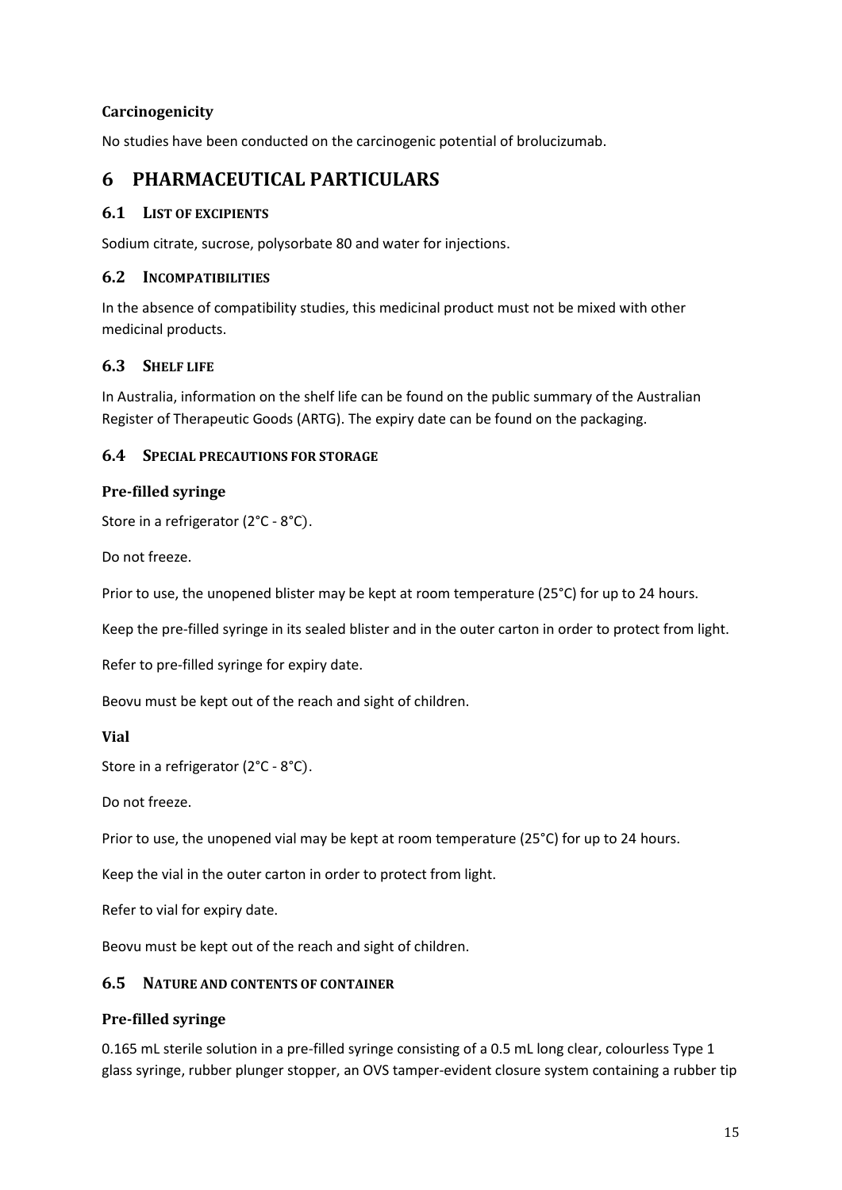### Carcinogenicity

No studies have been conducted on the carcinogenic potential of brolucizumab.

# 6 PHARMACEUTICAL PARTICULARS

## 6.1 List of excipients

Sodium citrate, sucrose, polysorbate 80 and water for injections.

## 6.2 Incompatibilities

In the absence of compatibility studies, this medicinal product must not be mixed with other medicinal products.

## 6.3 Shelf life

In Australia, information on the shelf life can be found on the public summary of the Australian Register of Therapeutic Goods (ARTG). The expiry date can be found on the packaging.

## 6.4 Special precautions for storage

### Pre-filled syringe

Store in a refrigerator (2°C - 8°C).

Do not freeze.

Prior to use, the unopened blister may be kept at room temperature (25°C) for up to 24 hours.

Keep the pre-filled syringe in its sealed blister and in the outer carton in order to protect from light.

Refer to pre-filled syringe for expiry date.

Beovu must be kept out of the reach and sight of children.

### Vial

Store in a refrigerator (2°C - 8°C).

Do not freeze.

Prior to use, the unopened vial may be kept at room temperature (25°C) for up to 24 hours.

Keep the vial in the outer carton in order to protect from light.

Refer to vial for expiry date.

Beovu must be kept out of the reach and sight of children.

## 6.5 Nature and contents of container

### Pre-filled syringe

0.165 mL sterile solution in a pre-filled syringe consisting of a 0.5 mL long clear, colourless Type 1 glass syringe, rubber plunger stopper, an OVS tamper-evident closure system containing a rubber tip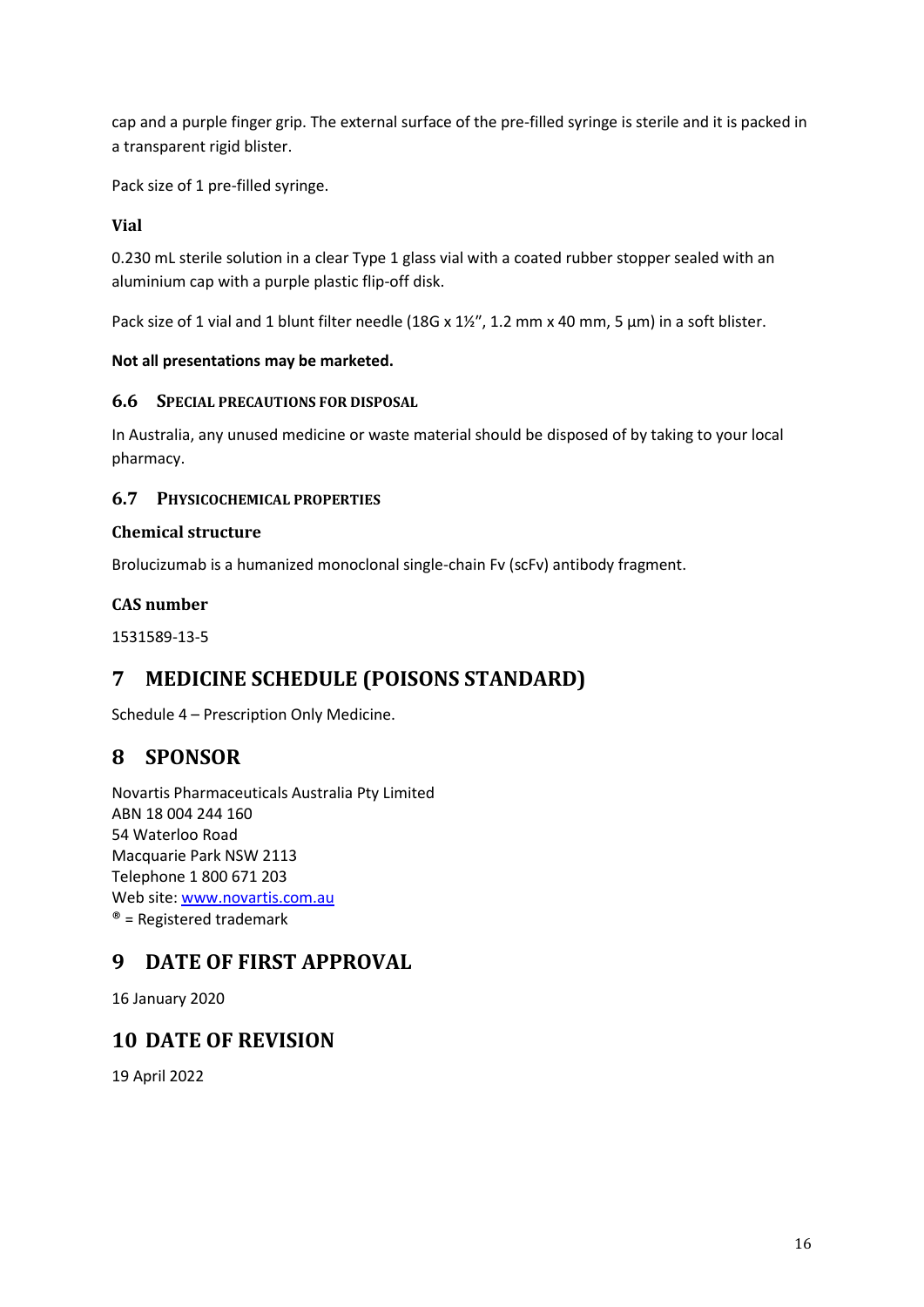cap and a purple finger grip. The external surface of the pre-filled syringe is sterile and it is packed in a transparent rigid blister.

Pack size of 1 pre-filled syringe.

### Vial

0.230 mL sterile solution in a clear Type 1 glass vial with a coated rubber stopper sealed with an aluminium cap with a purple plastic flip-off disk.

Pack size of 1 vial and 1 blunt filter needle (18G x 1½", 1.2 mm x 40 mm, 5 µm) in a soft blister.

**Not all presentations may be marketed.**

### 6.6 Special precautions for disposal

In Australia, any unused medicine or waste material should be disposed of by taking to your local pharmacy.

### 6.7 Physicochemical properties

#### Chemical structure

Brolucizumab is a humanized monoclonal single-chain Fv (scFv) antibody fragment.

#### CAS number

1531589-13-5

## 7 MEDICINE SCHEDULE (POISONS STANDARD)

Schedule 4 – Prescription Only Medicine.

## 8 SPONSOR

Novartis Pharmaceuticals Australia Pty Limited
ABN 18 004 244 160
54 Waterloo Road
Macquarie Park NSW 2113
Telephone 1 800 671 203
Web site: www.novartis.com.au
® = Registered trademark

## 9 DATE OF FIRST APPROVAL

16 January 2020

## 10 DATE OF REVISION

19 April 2022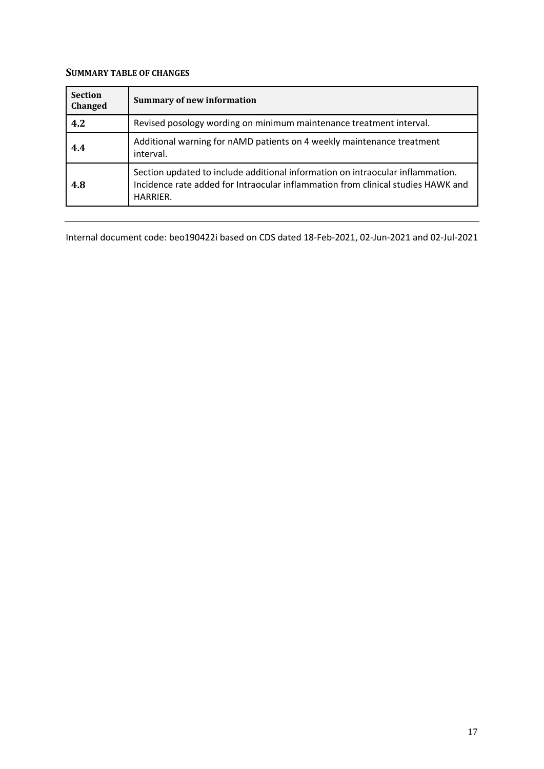### SUMMARY TABLE OF CHANGES

| Section Changed | Summary of new information |
|---|---|
| 4.2 | Revised posology wording on minimum maintenance treatment interval. |
| 4.4 | Additional warning for nAMD patients on 4 weekly maintenance treatment interval. |
| 4.8 | Section updated to include additional information on intraocular inflammation. Incidence rate added for Intraocular inflammation from clinical studies HAWK and HARRIER. |

---

Internal document code: beo190422i based on CDS dated 18-Feb-2021, 02-Jun-2021 and 02-Jul-2021